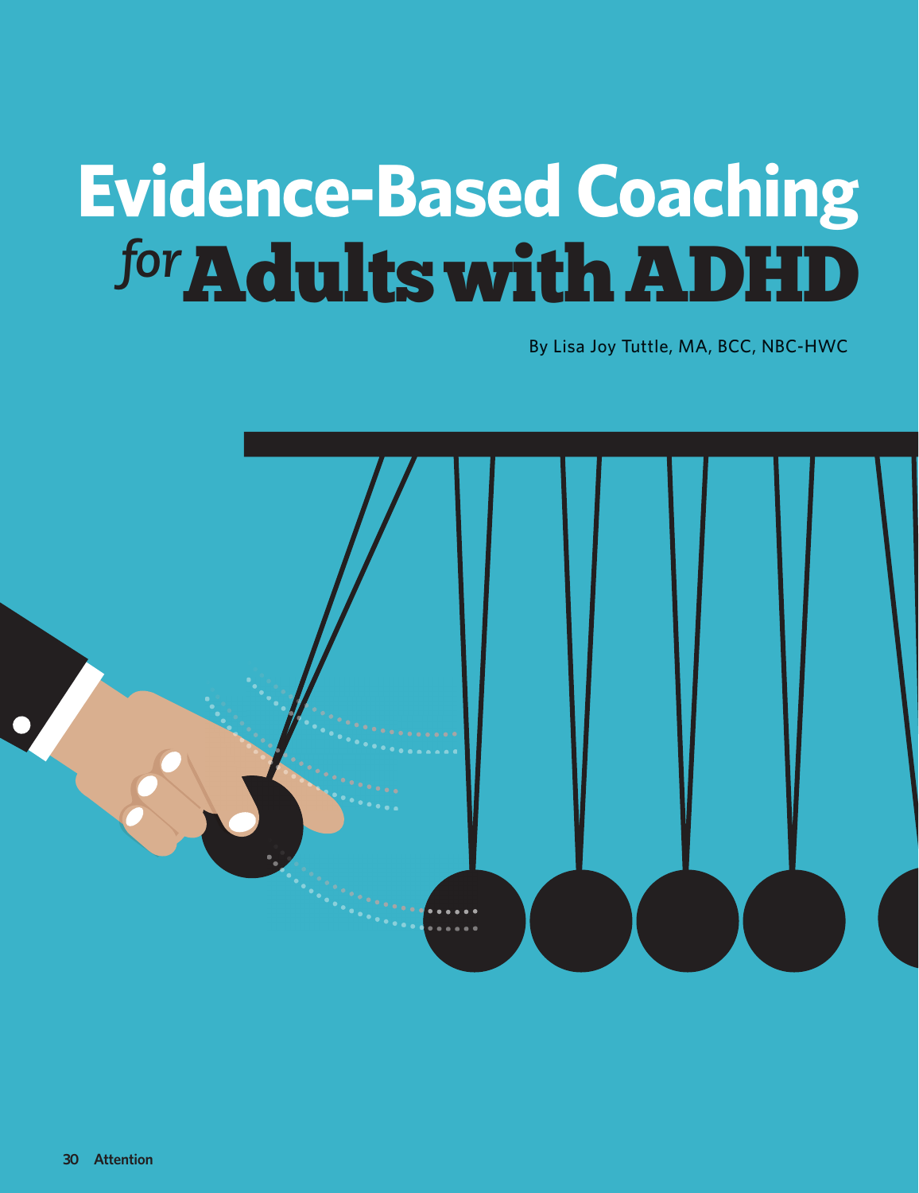# Evidence-Based Coaching *for* Adults with ADHD

By Lisa Joy Tuttle, MA, BCC, NBC-HWC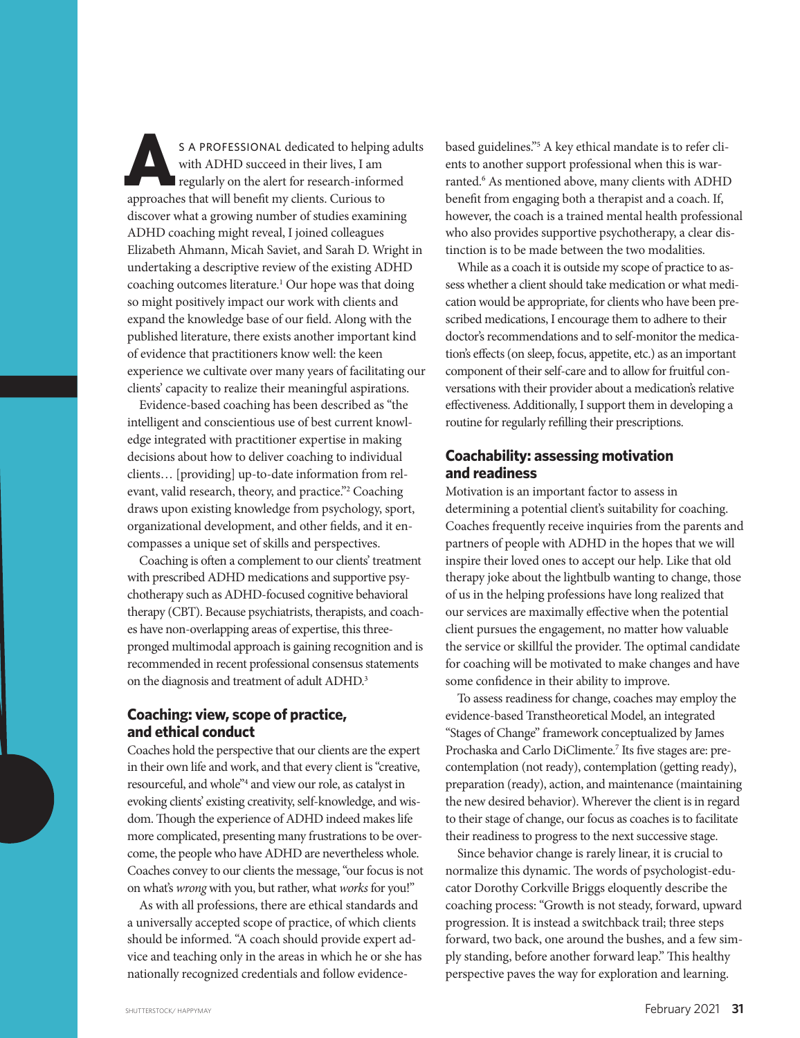As a professional dedicated to helping adults with ADHD succeed in their lives, I am regularly on the alert for research-informed approaches that will benefit my clients. Curious to discover what a growing number of studies examining ADHD coaching might reveal, I joined colleagues Elizabeth Ahmann, Micah Saviet, and Sarah D. Wright in undertaking a descriptive review of the existing ADHD coaching outcomes literature.[1] Our hope was that doing so might positively impact our work with clients and expand the knowledge base of our field. Along with the published literature, there exists another important kind of evidence that practitioners know well: the keen experience we cultivate over many years of facilitating our clients' capacity to realize their meaningful aspirations.

Evidence-based coaching has been described as "the intelligent and conscientious use of best current knowledge integrated with practitioner expertise in making decisions about how to deliver coaching to individual clients… [providing] up-to-date information from relevant, valid research, theory, and practice."[2] Coaching draws upon existing knowledge from psychology, sport, organizational development, and other fields, and it encompasses a unique set of skills and perspectives.

Coaching is often a complement to our clients' treatment with prescribed ADHD medications and supportive psychotherapy such as ADHD-focused cognitive behavioral therapy (CBT). Because psychiatrists, therapists, and coaches have non-overlapping areas of expertise, this three-pronged multimodal approach is gaining recognition and is recommended in recent professional consensus statements on the diagnosis and treatment of adult ADHD.[3]

## Coaching: view, scope of practice, and ethical conduct

Coaches hold the perspective that our clients are the expert in their own life and work, and that every client is "creative, resourceful, and whole"[4] and view our role, as catalyst in evoking clients' existing creativity, self-knowledge, and wisdom. Though the experience of ADHD indeed makes life more complicated, presenting many frustrations to be overcome, the people who have ADHD are nevertheless whole. Coaches convey to our clients the message, "our focus is not on what's *wrong* with you, but rather, what *works* for you!"

As with all professions, there are ethical standards and a universally accepted scope of practice, of which clients should be informed. "A coach should provide expert advice and teaching only in the areas in which he or she has nationally recognized credentials and follow evidence-based guidelines."[5] A key ethical mandate is to refer clients to another support professional when this is warranted.[6] As mentioned above, many clients with ADHD benefit from engaging both a therapist and a coach. If, however, the coach is a trained mental health professional who also provides supportive psychotherapy, a clear distinction is to be made between the two modalities.

While as a coach it is outside my scope of practice to assess whether a client should take medication or what medication would be appropriate, for clients who have been prescribed medications, I encourage them to adhere to their doctor's recommendations and to self-monitor the medication's effects (on sleep, focus, appetite, etc.) as an important component of their self-care and to allow for fruitful conversations with their provider about a medication's relative effectiveness. Additionally, I support them in developing a routine for regularly refilling their prescriptions.

## Coachability: assessing motivation and readiness

Motivation is an important factor to assess in determining a potential client's suitability for coaching. Coaches frequently receive inquiries from the parents and partners of people with ADHD in the hopes that we will inspire their loved ones to accept our help. Like that old therapy joke about the lightbulb wanting to change, those of us in the helping professions have long realized that our services are maximally effective when the potential client pursues the engagement, no matter how valuable the service or skillful the provider. The optimal candidate for coaching will be motivated to make changes and have some confidence in their ability to improve.

To assess readiness for change, coaches may employ the evidence-based Transtheoretical Model, an integrated "Stages of Change" framework conceptualized by James Prochaska and Carlo DiClimente.[7] Its five stages are: precontemplation (not ready), contemplation (getting ready), preparation (ready), action, and maintenance (maintaining the new desired behavior). Wherever the client is in regard to their stage of change, our focus as coaches is to facilitate their readiness to progress to the next successive stage.

Since behavior change is rarely linear, it is crucial to normalize this dynamic. The words of psychologist-educator Dorothy Corkville Briggs eloquently describe the coaching process: "Growth is not steady, forward, upward progression. It is instead a switchback trail; three steps forward, two back, one around the bushes, and a few simply standing, before another forward leap." This healthy perspective paves the way for exploration and learning.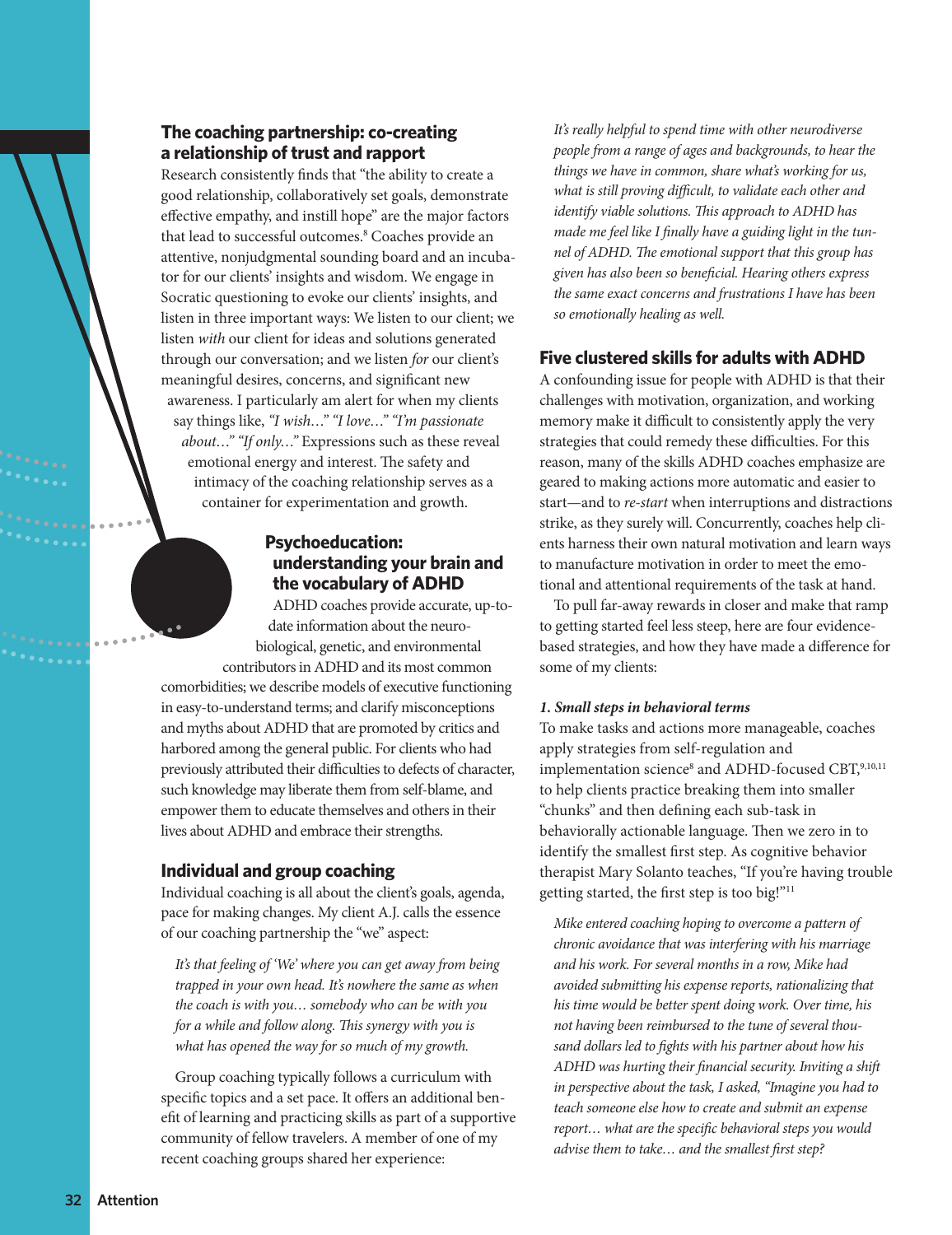## The coaching partnership: co-creating a relationship of trust and rapport

Research consistently finds that "the ability to create a good relationship, collaboratively set goals, demonstrate effective empathy, and instill hope" are the major factors that lead to successful outcomes.[8] Coaches provide an attentive, nonjudgmental sounding board and an incubator for our clients' insights and wisdom. We engage in Socratic questioning to evoke our clients' insights, and listen in three important ways: We listen to our client; we listen *with* our client for ideas and solutions generated through our conversation; and we listen *for* our client's meaningful desires, concerns, and significant new awareness. I particularly am alert for when my clients say things like, *"I wish…" "I love…" "I'm passionate about…" "If only…"* Expressions such as these reveal emotional energy and interest. The safety and intimacy of the coaching relationship serves as a container for experimentation and growth.

## Psychoeducation: understanding your brain and the vocabulary of ADHD

ADHD coaches provide accurate, up-to-date information about the neurobiological, genetic, and environmental contributors in ADHD and its most common comorbidities; we describe models of executive functioning in easy-to-understand terms; and clarify misconceptions and myths about ADHD that are promoted by critics and harbored among the general public. For clients who had previously attributed their difficulties to defects of character, such knowledge may liberate them from self-blame, and empower them to educate themselves and others in their lives about ADHD and embrace their strengths.

## Individual and group coaching

Individual coaching is all about the client's goals, agenda, pace for making changes. My client A.J. calls the essence of our coaching partnership the "we" aspect:

> *It's that feeling of 'We' where you can get away from being trapped in your own head. It's nowhere the same as when the coach is with you… somebody who can be with you for a while and follow along. This synergy with you is what has opened the way for so much of my growth.*

Group coaching typically follows a curriculum with specific topics and a set pace. It offers an additional benefit of learning and practicing skills as part of a supportive community of fellow travelers. A member of one of my recent coaching groups shared her experience:

> *It's really helpful to spend time with other neurodiverse people from a range of ages and backgrounds, to hear the things we have in common, share what's working for us, what is still proving difficult, to validate each other and identify viable solutions. This approach to ADHD has made me feel like I finally have a guiding light in the tunnel of ADHD. The emotional support that this group has given has also been so beneficial. Hearing others express the same exact concerns and frustrations I have has been so emotionally healing as well.*

## Five clustered skills for adults with ADHD

A confounding issue for people with ADHD is that their challenges with motivation, organization, and working memory make it difficult to consistently apply the very strategies that could remedy these difficulties. For this reason, many of the skills ADHD coaches emphasize are geared to making actions more automatic and easier to start—and to *re-start* when interruptions and distractions strike, as they surely will. Concurrently, coaches help clients harness their own natural motivation and learn ways to manufacture motivation in order to meet the emotional and attentional requirements of the task at hand.

To pull far-away rewards in closer and make that ramp to getting started feel less steep, here are four evidence-based strategies, and how they have made a difference for some of my clients:

### *1. Small steps in behavioral terms*

To make tasks and actions more manageable, coaches apply strategies from self-regulation and implementation science[8] and ADHD-focused CBT,[9,10,11] to help clients practice breaking them into smaller "chunks" and then defining each sub-task in behaviorally actionable language. Then we zero in to identify the smallest first step. As cognitive behavior therapist Mary Solanto teaches, "If you're having trouble getting started, the first step is too big!"[11]

> *Mike entered coaching hoping to overcome a pattern of chronic avoidance that was interfering with his marriage and his work. For several months in a row, Mike had avoided submitting his expense reports, rationalizing that his time would be better spent doing work. Over time, his not having been reimbursed to the tune of several thousand dollars led to fights with his partner about how his ADHD was hurting their financial security. Inviting a shift in perspective about the task, I asked, "Imagine you had to teach someone else how to create and submit an expense report… what are the specific behavioral steps you would advise them to take… and the smallest first step?*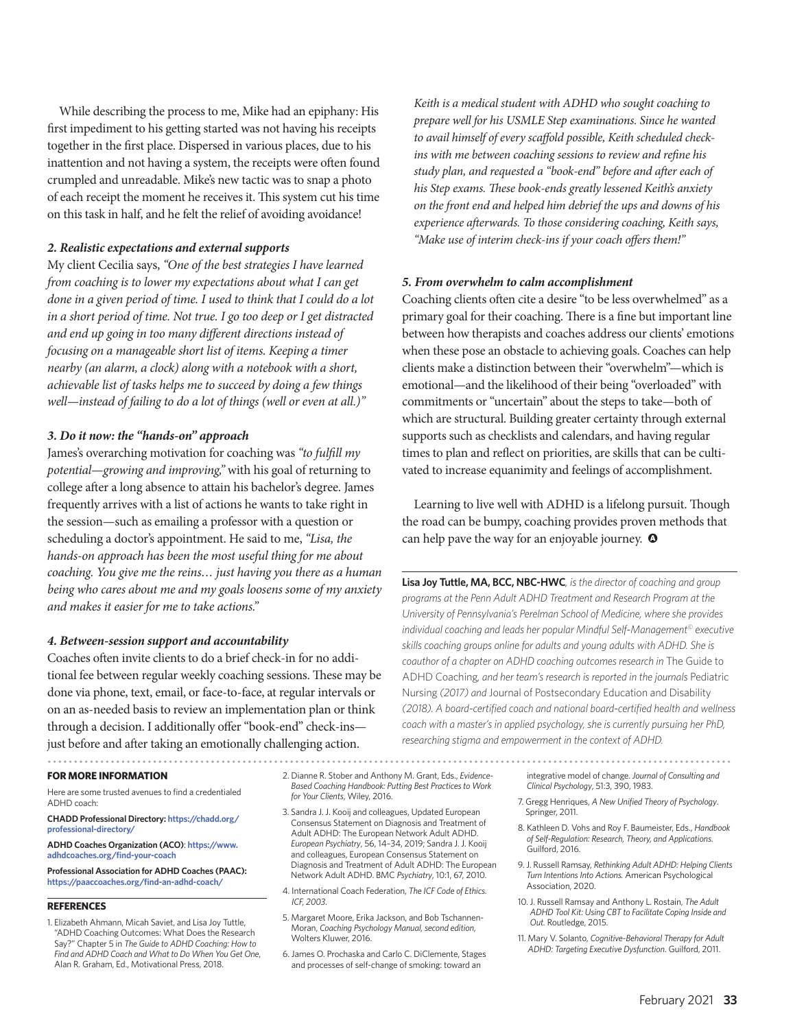While describing the process to me, Mike had an epiphany: His first impediment to his getting started was not having his receipts together in the first place. Dispersed in various places, due to his inattention and not having a system, the receipts were often found crumpled and unreadable. Mike's new tactic was to snap a photo of each receipt the moment he receives it. This system cut his time on this task in half, and he felt the relief of avoiding avoidance!

### *2. Realistic expectations and external supports*

My client Cecilia says, *"One of the best strategies I have learned from coaching is to lower my expectations about what I can get done in a given period of time. I used to think that I could do a lot in a short period of time. Not true. I go too deep or I get distracted and end up going in too many different directions instead of focusing on a manageable short list of items. Keeping a timer nearby (an alarm, a clock) along with a notebook with a short, achievable list of tasks helps me to succeed by doing a few things well—instead of failing to do a lot of things (well or even at all.)"*

### *3. Do it now: the "hands-on" approach*

James's overarching motivation for coaching was *"to fulfill my potential—growing and improving,"* with his goal of returning to college after a long absence to attain his bachelor's degree. James frequently arrives with a list of actions he wants to take right in the session—such as emailing a professor with a question or scheduling a doctor's appointment. He said to me, *"Lisa, the hands-on approach has been the most useful thing for me about coaching. You give me the reins… just having you there as a human being who cares about me and my goals loosens some of my anxiety and makes it easier for me to take actions."*

### *4. Between-session support and accountability*

Coaches often invite clients to do a brief check-in for no additional fee between regular weekly coaching sessions. These may be done via phone, text, email, or face-to-face, at regular intervals or on an as-needed basis to review an implementation plan or think through a decision. I additionally offer "book-end" check-ins—just before and after taking an emotionally challenging action.

*Keith is a medical student with ADHD who sought coaching to prepare well for his USMLE Step examinations. Since he wanted to avail himself of every scaffold possible, Keith scheduled check-ins with me between coaching sessions to review and refine his study plan, and requested a "book-end" before and after each of his Step exams. These book-ends greatly lessened Keith's anxiety on the front end and helped him debrief the ups and downs of his experience afterwards. To those considering coaching, Keith says, "Make use of interim check-ins if your coach offers them!"*

### *5. From overwhelm to calm accomplishment*

Coaching clients often cite a desire "to be less overwhelmed" as a primary goal for their coaching. There is a fine but important line between how therapists and coaches address our clients' emotions when these pose an obstacle to achieving goals. Coaches can help clients make a distinction between their "overwhelm"—which is emotional—and the likelihood of their being "overloaded" with commitments or "uncertain" about the steps to take—both of which are structural. Building greater certainty through external supports such as checklists and calendars, and having regular times to plan and reflect on priorities, are skills that can be cultivated to increase equanimity and feelings of accomplishment.

Learning to live well with ADHD is a lifelong pursuit. Though the road can be bumpy, coaching provides proven methods that can help pave the way for an enjoyable journey.

**Lisa Joy Tuttle, MA, BCC, NBC-HWC**, *is the director of coaching and group programs at the Penn Adult ADHD Treatment and Research Program at the University of Pennsylvania's Perelman School of Medicine, where she provides individual coaching and leads her popular Mindful Self-Management© executive skills coaching groups online for adults and young adults with ADHD. She is coauthor of a chapter on ADHD coaching outcomes research in* The Guide to ADHD Coaching, *and her team's research is reported in the journals* Pediatric Nursing *(2017) and* Journal of Postsecondary Education and Disability *(2018). A board-certified coach and national board-certified health and wellness coach with a master's in applied psychology, she is currently pursuing her PhD, researching stigma and empowerment in the context of ADHD.*

#### FOR MORE INFORMATION

Here are some trusted avenues to find a credentialed ADHD coach:

**CHADD Professional Directory: https://chadd.org/professional-directory/**

**ADHD Coaches Organization (ACO)**: **https://www.adhdcoaches.org/find-your-coach**

**Professional Association for ADHD Coaches (PAAC): https://paaccoaches.org/find-an-adhd-coach/**

#### REFERENCES

1. Elizabeth Ahmann, Micah Saviet, and Lisa Joy Tuttle, "ADHD Coaching Outcomes: What Does the Research Say?" Chapter 5 in *The Guide to ADHD Coaching: How to Find and ADHD Coach and What to Do When You Get One*, Alan R. Graham, Ed., Motivational Press, 2018.
2. Dianne R. Stober and Anthony M. Grant, Eds., *Evidence-Based Coaching Handbook: Putting Best Practices to Work for Your Clients*, Wiley, 2016.
3. Sandra J. J. Kooij and colleagues, Updated European Consensus Statement on Diagnosis and Treatment of Adult ADHD: The European Network Adult ADHD. *European Psychiatry*, 56, 14–34, 2019; Sandra J. J. Kooij and colleagues, European Consensus Statement on Diagnosis and Treatment of Adult ADHD: The European Network Adult ADHD. BMC *Psychiatry*, 10:1, 67, 2010.
4. International Coach Federation, *The ICF Code of Ethics. ICF, 2003.*
5. Margaret Moore, Erika Jackson, and Bob Tschannen-Moran, *Coaching Psychology Manual, second edition*, Wolters Kluwer, 2016.
6. James O. Prochaska and Carlo C. DiClemente, Stages and processes of self-change of smoking: toward an integrative model of change. *Journal of Consulting and Clinical Psychology*, 51:3, 390, 1983.
7. Gregg Henriques, *A New Unified Theory of Psychology*. Springer, 2011.
8. Kathleen D. Vohs and Roy F. Baumeister, Eds., *Handbook of Self-Regulation: Research, Theory, and Applications*. Guilford, 2016.
9. J. Russell Ramsay, *Rethinking Adult ADHD: Helping Clients Turn Intentions Into Actions.* American Psychological Association, 2020.
10. J. Russell Ramsay and Anthony L. Rostain, *The Adult ADHD Tool Kit: Using CBT to Facilitate Coping Inside and Out.* Routledge, 2015.
11. Mary V. Solanto, *Cognitive-Behavioral Therapy for Adult ADHD: Targeting Executive Dysfunction*. Guilford, 2011.